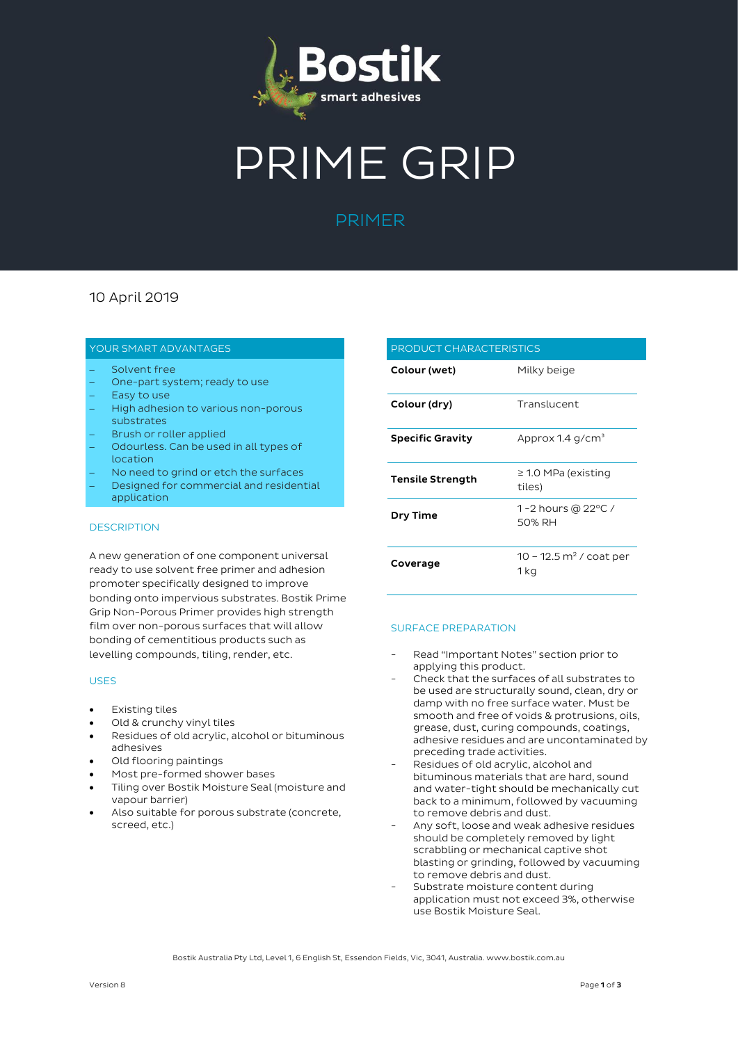# PRIME GRIP

## PRIMER

10 April 2019

### YOUR SMART ADVANTAGES

- Solvent free
- One-part system; ready to use
- Easy to use
- High adhesion to various non-porous substrates
- Brush or roller applied
- Odourless. Can be used in all types of location
- No need to grind or etch the surfaces
- Designed for commercial and residential application

### DESCRIPTION

A new generation of one component universal ready to use solvent free primer and adhesion promoter specifically designed to improve bonding onto impervious substrates. Bostik Prime Grip Non-Porous Primer provides high strength film over non-porous surfaces that will allow bonding of cementitious products such as levelling compounds, tiling, render, etc.

### USES

- Existing tiles
- Old & crunchy vinyl tiles
- Residues of old acrylic, alcohol or bituminous adhesives
- Old flooring paintings
- Most pre-formed shower bases
- Tiling over Bostik Moisture Seal (moisture and vapour barrier)
- Also suitable for porous substrate (concrete, screed, etc.)

### PRODUCT CHARACTERISTICS

| | |
|---|---|
| **Colour (wet)** | Milky beige |
| **Colour (dry)** | Translucent |
| **Specific Gravity** | Approx 1.4 g/cm$^3$ |
| **Tensile Strength** | ≥ 1.0 MPa (existing tiles) |
| **Dry Time** | 1 -2 hours @ 22°C / 50% RH |
| **Coverage** | 10 – 12.5 m$^2$ / coat per 1 kg |

### SURFACE PREPARATION

- Read "Important Notes" section prior to applying this product.
- Check that the surfaces of all substrates to be used are structurally sound, clean, dry or damp with no free surface water. Must be smooth and free of voids & protrusions, oils, grease, dust, curing compounds, coatings, adhesive residues and are uncontaminated by preceding trade activities.
- Residues of old acrylic, alcohol and bituminous materials that are hard, sound and water-tight should be mechanically cut back to a minimum, followed by vacuuming to remove debris and dust.
- Any soft, loose and weak adhesive residues should be completely removed by light scrabbling or mechanical captive shot blasting or grinding, followed by vacuuming to remove debris and dust.
- Substrate moisture content during application must not exceed 3%, otherwise use Bostik Moisture Seal.

Bostik Australia Pty Ltd, Level 1, 6 English St, Essendon Fields, Vic, 3041, Australia. www.bostik.com.au

Version 8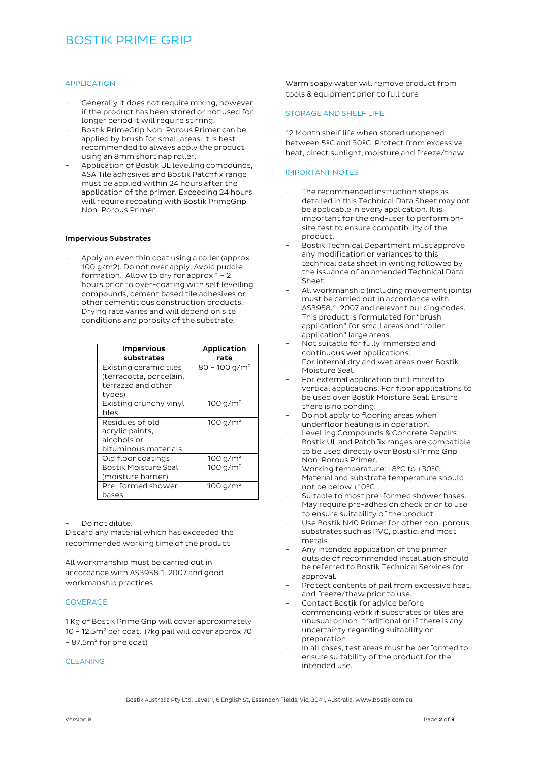# BOSTIK PRIME GRIP

## APPLICATION

- Generally it does not require mixing, however if the product has been stored or not used for longer period it will require stirring.
- Bostik PrimeGrip Non-Porous Primer can be applied by brush for small areas. It is best recommended to always apply the product using an 8mm short nap roller.
- Application of Bostik UL levelling compounds, ASA Tile adhesives and Bostik Patchfix range must be applied within 24 hours after the application of the primer. Exceeding 24 hours will require recoating with Bostik PrimeGrip Non-Porous Primer.

**Impervious Substrates**

- Apply an even thin coat using a roller (approx 100 g/m2). Do not over apply. Avoid puddle formation. Allow to dry for approx 1 – 2 hours prior to over-coating with self levelling compounds, cement based tile adhesives or other cementitious construction products. Drying rate varies and will depend on site conditions and porosity of the substrate.

| Impervious substrates | Application rate |
|---|---|
| Existing ceramic tiles (terracotta, porcelain, terrazzo and other types) | 80 – 100 g/m$^2$ |
| Existing crunchy vinyl tiles | 100 g/m$^2$ |
| Residues of old acrylic paints, alcohols or bituminous materials | 100 g/m$^2$ |
| Old floor coatings | 100 g/m$^2$ |
| Bostik Moisture Seal (moisture barrier) | 100 g/m$^2$ |
| Pre-formed shower bases | 100 g/m$^2$ |

- Do not dilute.

Discard any material which has exceeded the recommended working time of the product

All workmanship must be carried out in accordance with AS3958.1-2007 and good workmanship practices

## COVERAGE

1 Kg of Bostik Prime Grip will cover approximately 10 - 12.5m$^2$ per coat. (7kg pail will cover approx 70 – 87.5m$^2$ for one coat)

## CLEANING

Warm soapy water will remove product from tools & equipment prior to full cure

## STORAGE AND SHELF LIFE

12 Month shelf life when stored unopened between 5ºC and 30ºC. Protect from excessive heat, direct sunlight, moisture and freeze/thaw.

## IMPORTANT NOTES

- The recommended instruction steps as detailed in this Technical Data Sheet may not be applicable in every application. It is important for the end-user to perform on-site test to ensure compatibility of the product.
- Bostik Technical Department must approve any modification or variances to this technical data sheet in writing followed by the issuance of an amended Technical Data Sheet.
- All workmanship (including movement joints) must be carried out in accordance with AS3958.1-2007 and relevant building codes.
- This product is formulated for "brush application" for small areas and "roller application" large areas.
- Not suitable for fully immersed and continuous wet applications.
- For internal dry and wet areas over Bostik Moisture Seal.
- For external application but limited to vertical applications. For floor applications to be used over Bostik Moisture Seal. Ensure there is no ponding.
- Do not apply to flooring areas when underfloor heating is in operation.
- Levelling Compounds & Concrete Repairs: Bostik UL and Patchfix ranges are compatible to be used directly over Bostik Prime Grip Non-Porous Primer.
- Working temperature: +8°C to +30°C. Material and substrate temperature should not be below +10°C.
- Suitable to most pre-formed shower bases. May require pre-adhesion check prior to use to ensure suitability of the product
- Use Bostik N40 Primer for other non-porous substrates such as PVC, plastic, and most metals.
- Any intended application of the primer outside of recommended installation should be referred to Bostik Technical Services for approval.
- Protect contents of pail from excessive heat, and freeze/thaw prior to use.
- Contact Bostik for advice before commencing work if substrates or tiles are unusual or non-traditional or if there is any uncertainty regarding suitability or preparation
- In all cases, test areas must be performed to ensure suitability of the product for the intended use.

Bostik Australia Pty Ltd, Level 1, 6 English St, Essendon Fields, Vic, 3041, Australia. www.bostik.com.au

Version 8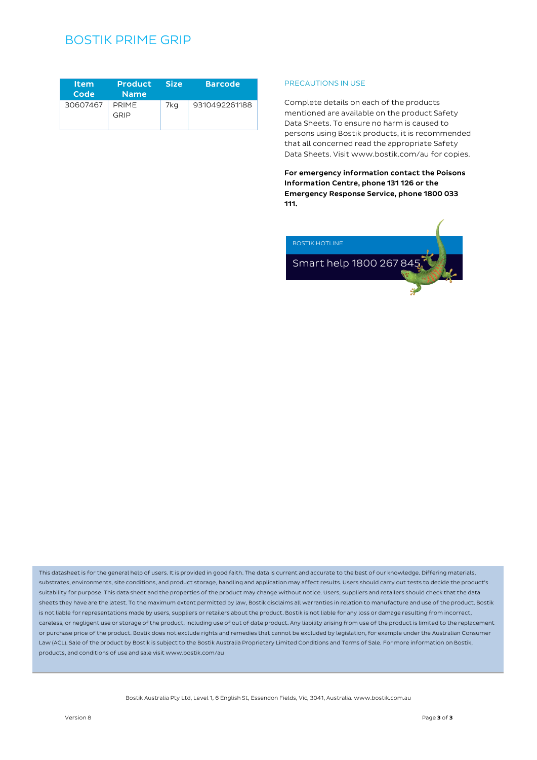# BOSTIK PRIME GRIP

| Item Code | Product Name | Size | Barcode |
|---|---|---|---|
| 30607467 | PRIME GRIP | 7kg | 9310492261188 |

## PRECAUTIONS IN USE

Complete details on each of the products mentioned are available on the product Safety Data Sheets. To ensure no harm is caused to persons using Bostik products, it is recommended that all concerned read the appropriate Safety Data Sheets. Visit www.bostik.com/au for copies.

**For emergency information contact the Poisons Information Centre, phone 131 126 or the Emergency Response Service, phone 1800 033 111.**

BOSTIK HOTLINE

Smart help 1800 267 845

This datasheet is for the general help of users. It is provided in good faith. The data is current and accurate to the best of our knowledge. Differing materials, substrates, environments, site conditions, and product storage, handling and application may affect results. Users should carry out tests to decide the product's suitability for purpose. This data sheet and the properties of the product may change without notice. Users, suppliers and retailers should check that the data sheets they have are the latest. To the maximum extent permitted by law, Bostik disclaims all warranties in relation to manufacture and use of the product. Bostik is not liable for representations made by users, suppliers or retailers about the product. Bostik is not liable for any loss or damage resulting from incorrect, careless, or negligent use or storage of the product, including use of out of date product. Any liability arising from use of the product is limited to the replacement or purchase price of the product. Bostik does not exclude rights and remedies that cannot be excluded by legislation, for example under the Australian Consumer Law (ACL). Sale of the product by Bostik is subject to the Bostik Australia Proprietary Limited Conditions and Terms of Sale. For more information on Bostik, products, and conditions of use and sale visit www.bostik.com/au

Bostik Australia Pty Ltd, Level 1, 6 English St, Essendon Fields, Vic, 3041, Australia. www.bostik.com.au

Version 8